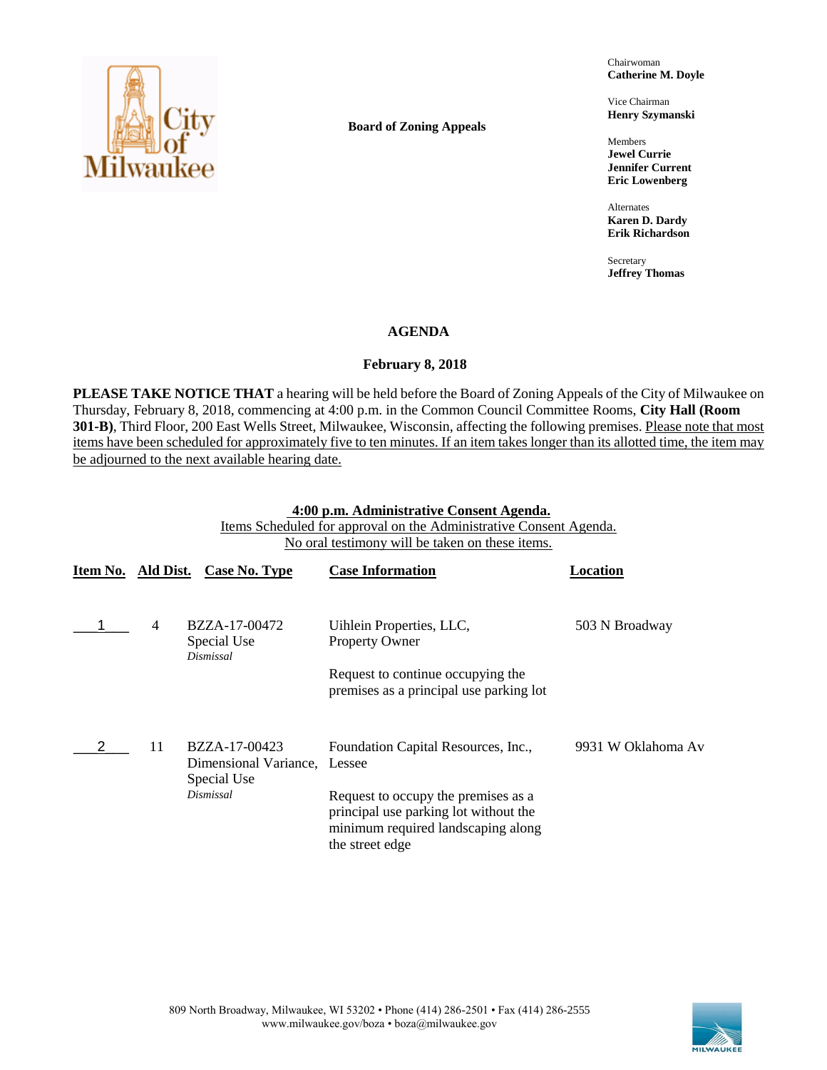**Board of Zoning Appeals**

Chairwoman
**Catherine M. Doyle**

Vice Chairman
**Henry Szymanski**

Members
**Jewel Currie**
**Jennifer Current**
**Eric Lowenberg**

Alternates
**Karen D. Dardy**
**Erik Richardson**

Secretary
**Jeffrey Thomas**

# AGENDA

## February 8, 2018

**PLEASE TAKE NOTICE THAT** a hearing will be held before the Board of Zoning Appeals of the City of Milwaukee on Thursday, February 8, 2018, commencing at 4:00 p.m. in the Common Council Committee Rooms, **City Hall (Room 301-B)**, Third Floor, 200 East Wells Street, Milwaukee, Wisconsin, affecting the following premises. Please note that most items have been scheduled for approximately five to ten minutes. If an item takes longer than its allotted time, the item may be adjourned to the next available hearing date.

**4:00 p.m. Administrative Consent Agenda.**
Items Scheduled for approval on the Administrative Consent Agenda.
No oral testimony will be taken on these items.

| Item No. | Ald Dist. | Case No. Type | Case Information | Location |
|---|---|---|---|---|
| 1 | 4 | BZZA-17-00472<br>Special Use<br>*Dismissal* | Uihlein Properties, LLC, Property Owner<br><br>Request to continue occupying the premises as a principal use parking lot | 503 N Broadway |
| 2 | 11 | BZZA-17-00423<br>Dimensional Variance, Special Use<br>*Dismissal* | Foundation Capital Resources, Inc., Lessee<br><br>Request to occupy the premises as a principal use parking lot without the minimum required landscaping along the street edge | 9931 W Oklahoma Av |

809 North Broadway, Milwaukee, WI 53202 • Phone (414) 286-2501 • Fax (414) 286-2555
www.milwaukee.gov/boza • boza@milwaukee.gov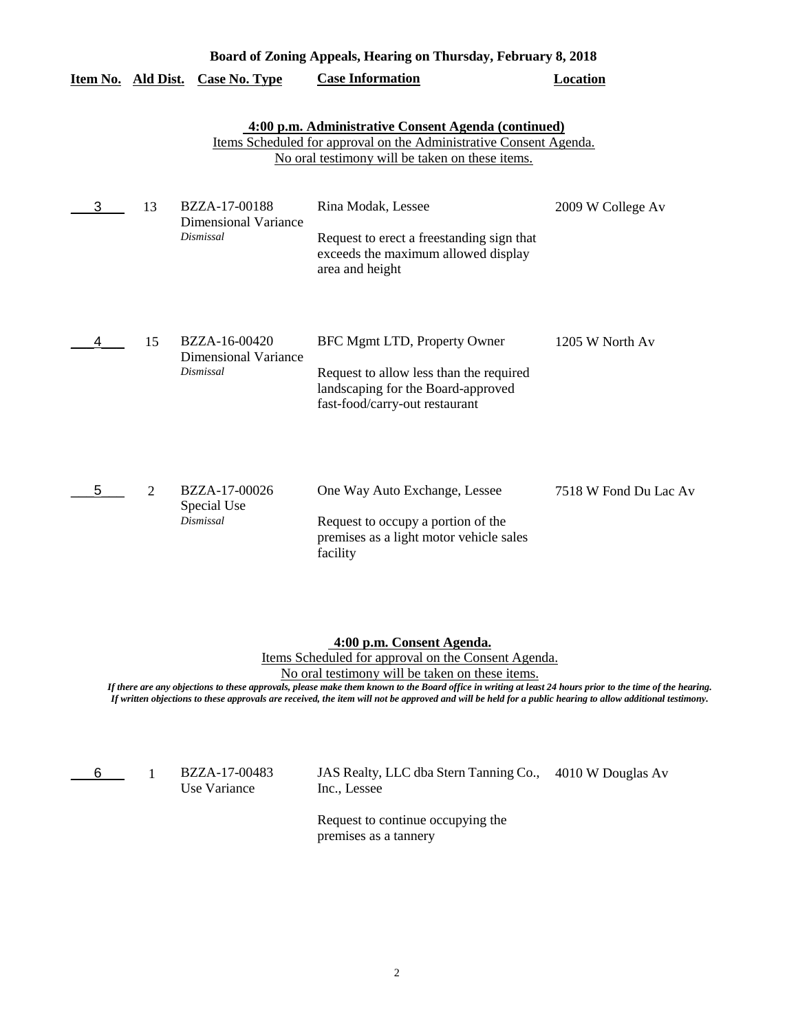**Board of Zoning Appeals, Hearing on Thursday, February 8, 2018**

| Item No. | Ald Dist. | Case No. Type | Case Information | Location |
|---|---|---|---|---|

**4:00 p.m. Administrative Consent Agenda (continued)**

Items Scheduled for approval on the Administrative Consent Agenda.
No oral testimony will be taken on these items.

| Item No. | Ald Dist. | Case No. Type | Case Information | Location |
|---|---|---|---|---|
| 3 | 13 | BZZA-17-00188 Dimensional Variance *Dismissal* | Rina Modak, Lessee<br><br>Request to erect a freestanding sign that exceeds the maximum allowed display area and height | 2009 W College Av |
| 4 | 15 | BZZA-16-00420 Dimensional Variance *Dismissal* | BFC Mgmt LTD, Property Owner<br><br>Request to allow less than the required landscaping for the Board-approved fast-food/carry-out restaurant | 1205 W North Av |
| 5 | 2 | BZZA-17-00026 Special Use *Dismissal* | One Way Auto Exchange, Lessee<br><br>Request to occupy a portion of the premises as a light motor vehicle sales facility | 7518 W Fond Du Lac Av |

**4:00 p.m. Consent Agenda.**

Items Scheduled for approval on the Consent Agenda.
No oral testimony will be taken on these items.

*If there are any objections to these approvals, please make them known to the Board office in writing at least 24 hours prior to the time of the hearing. If written objections to these approvals are received, the item will not be approved and will be held for a public hearing to allow additional testimony.*

| Item No. | Ald Dist. | Case No. Type | Case Information | Location |
|---|---|---|---|---|
| 6 | 1 | BZZA-17-00483 Use Variance | JAS Realty, LLC dba Stern Tanning Co., Inc., Lessee<br><br>Request to continue occupying the premises as a tannery | 4010 W Douglas Av |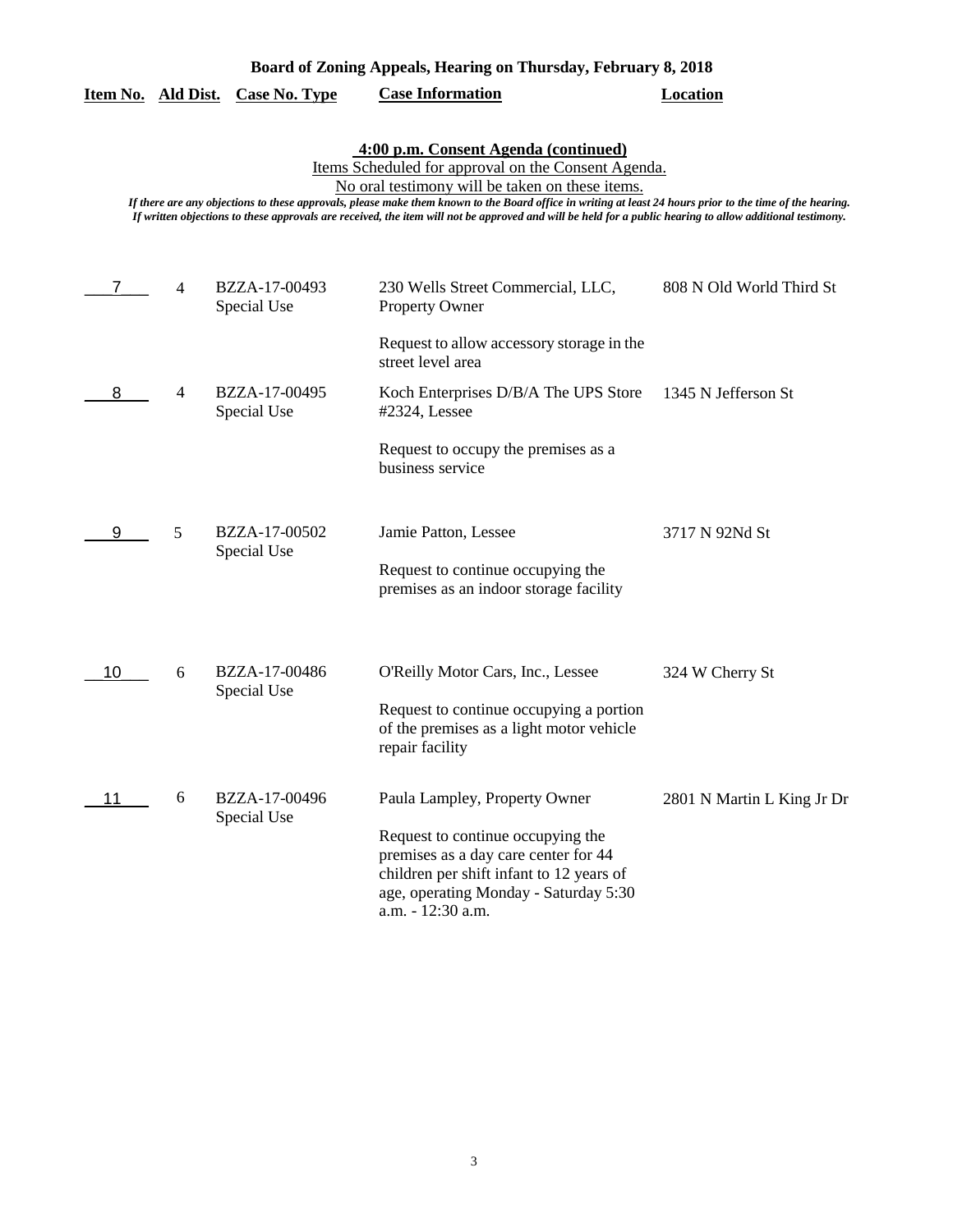**Board of Zoning Appeals, Hearing on Thursday, February 8, 2018**

| Item No. | Ald Dist. | Case No. Type | Case Information | Location |
|---|---|---|---|---|

**4:00 p.m. Consent Agenda (continued)**

Items Scheduled for approval on the Consent Agenda.

No oral testimony will be taken on these items.

*If there are any objections to these approvals, please make them known to the Board office in writing at least 24 hours prior to the time of the hearing. If written objections to these approvals are received, the item will not be approved and will be held for a public hearing to allow additional testimony.*

| Item No. | Ald Dist. | Case No. Type | Case Information | Location |
|---|---|---|---|---|
| 7 | 4 | BZZA-17-00493 Special Use | 230 Wells Street Commercial, LLC, Property Owner<br><br>Request to allow accessory storage in the street level area | 808 N Old World Third St |
| 8 | 4 | BZZA-17-00495 Special Use | Koch Enterprises D/B/A The UPS Store #2324, Lessee<br><br>Request to occupy the premises as a business service | 1345 N Jefferson St |
| 9 | 5 | BZZA-17-00502 Special Use | Jamie Patton, Lessee<br><br>Request to continue occupying the premises as an indoor storage facility | 3717 N 92Nd St |
| 10 | 6 | BZZA-17-00486 Special Use | O'Reilly Motor Cars, Inc., Lessee<br><br>Request to continue occupying a portion of the premises as a light motor vehicle repair facility | 324 W Cherry St |
| 11 | 6 | BZZA-17-00496 Special Use | Paula Lampley, Property Owner<br><br>Request to continue occupying the premises as a day care center for 44 children per shift infant to 12 years of age, operating Monday - Saturday 5:30 a.m. - 12:30 a.m. | 2801 N Martin L King Jr Dr |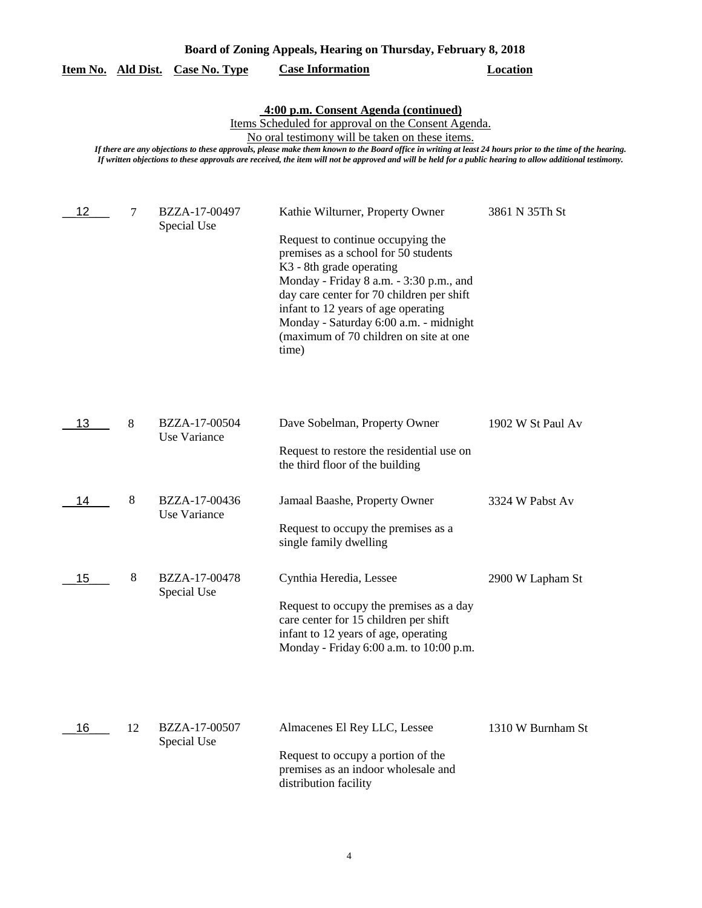**Board of Zoning Appeals, Hearing on Thursday, February 8, 2018**

**4:00 p.m. Consent Agenda (continued)**

Items Scheduled for approval on the Consent Agenda.

No oral testimony will be taken on these items.

*If there are any objections to these approvals, please make them known to the Board office in writing at least 24 hours prior to the time of the hearing. If written objections to these approvals are received, the item will not be approved and will be held for a public hearing to allow additional testimony.*

| Item No. | Ald Dist. | Case No. Type | Case Information | Location |
|---|---|---|---|---|
| 12 | 7 | BZZA-17-00497 Special Use | Kathie Wilturner, Property Owner<br><br>Request to continue occupying the premises as a school for 50 students K3 - 8th grade operating Monday - Friday 8 a.m. - 3:30 p.m., and day care center for 70 children per shift infant to 12 years of age operating Monday - Saturday 6:00 a.m. - midnight (maximum of 70 children on site at one time) | 3861 N 35Th St |
| 13 | 8 | BZZA-17-00504 Use Variance | Dave Sobelman, Property Owner<br><br>Request to restore the residential use on the third floor of the building | 1902 W St Paul Av |
| 14 | 8 | BZZA-17-00436 Use Variance | Jamaal Baashe, Property Owner<br><br>Request to occupy the premises as a single family dwelling | 3324 W Pabst Av |
| 15 | 8 | BZZA-17-00478 Special Use | Cynthia Heredia, Lessee<br><br>Request to occupy the premises as a day care center for 15 children per shift infant to 12 years of age, operating Monday - Friday 6:00 a.m. to 10:00 p.m. | 2900 W Lapham St |
| 16 | 12 | BZZA-17-00507 Special Use | Almacenes El Rey LLC, Lessee<br><br>Request to occupy a portion of the premises as an indoor wholesale and distribution facility | 1310 W Burnham St |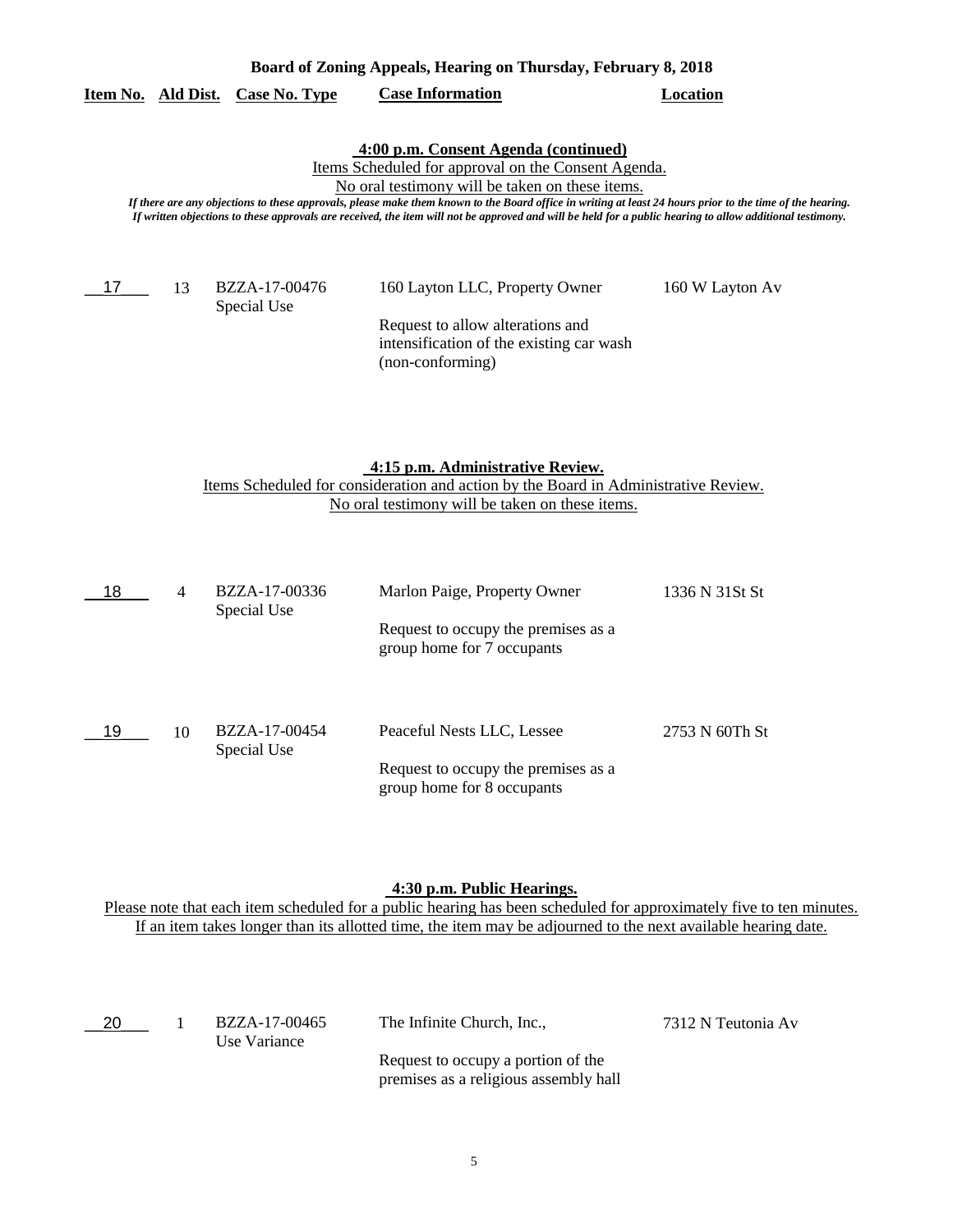**Board of Zoning Appeals, Hearing on Thursday, February 8, 2018**

| Item No. | Ald Dist. | Case No. Type | Case Information | Location |
|---|---|---|---|---|

**4:00 p.m. Consent Agenda (continued)**

Items Scheduled for approval on the Consent Agenda.
No oral testimony will be taken on these items.

*If there are any objections to these approvals, please make them known to the Board office in writing at least 24 hours prior to the time of the hearing. If written objections to these approvals are received, the item will not be approved and will be held for a public hearing to allow additional testimony.*

| Item No. | Ald Dist. | Case No. Type | Case Information | Location |
|---|---|---|---|---|
| 17 | 13 | BZZA-17-00476 Special Use | 160 Layton LLC, Property Owner<br><br>Request to allow alterations and intensification of the existing car wash (non-conforming) | 160 W Layton Av |

**4:15 p.m. Administrative Review.**

Items Scheduled for consideration and action by the Board in Administrative Review.
No oral testimony will be taken on these items.

| Item No. | Ald Dist. | Case No. Type | Case Information | Location |
|---|---|---|---|---|
| 18 | 4 | BZZA-17-00336 Special Use | Marlon Paige, Property Owner<br><br>Request to occupy the premises as a group home for 7 occupants | 1336 N 31St St |
| 19 | 10 | BZZA-17-00454 Special Use | Peaceful Nests LLC, Lessee<br><br>Request to occupy the premises as a group home for 8 occupants | 2753 N 60Th St |

**4:30 p.m. Public Hearings.**

Please note that each item scheduled for a public hearing has been scheduled for approximately five to ten minutes.
If an item takes longer than its allotted time, the item may be adjourned to the next available hearing date.

| Item No. | Ald Dist. | Case No. Type | Case Information | Location |
|---|---|---|---|---|
| 20 | 1 | BZZA-17-00465 Use Variance | The Infinite Church, Inc.,<br><br>Request to occupy a portion of the premises as a religious assembly hall | 7312 N Teutonia Av |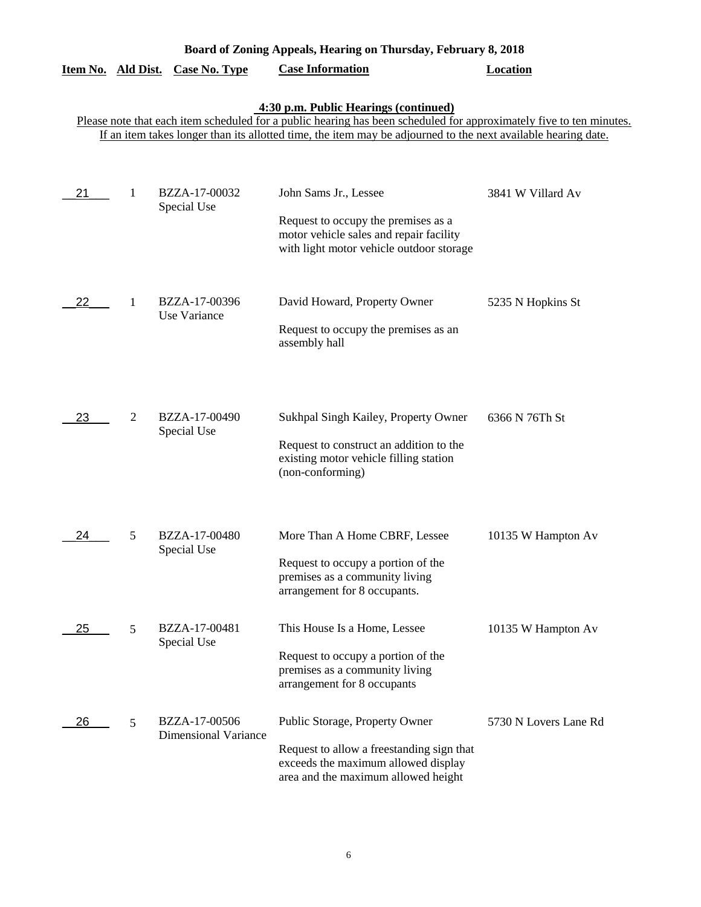**Board of Zoning Appeals, Hearing on Thursday, February 8, 2018**

**4:30 p.m. Public Hearings (continued)**

Please note that each item scheduled for a public hearing has been scheduled for approximately five to ten minutes. If an item takes longer than its allotted time, the item may be adjourned to the next available hearing date.

| Item No. | Ald Dist. | Case No. Type | Case Information | Location |
|---|---|---|---|---|
| 21 | 1 | BZZA-17-00032 Special Use | John Sams Jr., Lessee<br><br>Request to occupy the premises as a motor vehicle sales and repair facility with light motor vehicle outdoor storage | 3841 W Villard Av |
| 22 | 1 | BZZA-17-00396 Use Variance | David Howard, Property Owner<br><br>Request to occupy the premises as an assembly hall | 5235 N Hopkins St |
| 23 | 2 | BZZA-17-00490 Special Use | Sukhpal Singh Kailey, Property Owner<br><br>Request to construct an addition to the existing motor vehicle filling station (non-conforming) | 6366 N 76Th St |
| 24 | 5 | BZZA-17-00480 Special Use | More Than A Home CBRF, Lessee<br><br>Request to occupy a portion of the premises as a community living arrangement for 8 occupants. | 10135 W Hampton Av |
| 25 | 5 | BZZA-17-00481 Special Use | This House Is a Home, Lessee<br><br>Request to occupy a portion of the premises as a community living arrangement for 8 occupants | 10135 W Hampton Av |
| 26 | 5 | BZZA-17-00506 Dimensional Variance | Public Storage, Property Owner<br><br>Request to allow a freestanding sign that exceeds the maximum allowed display area and the maximum allowed height | 5730 N Lovers Lane Rd |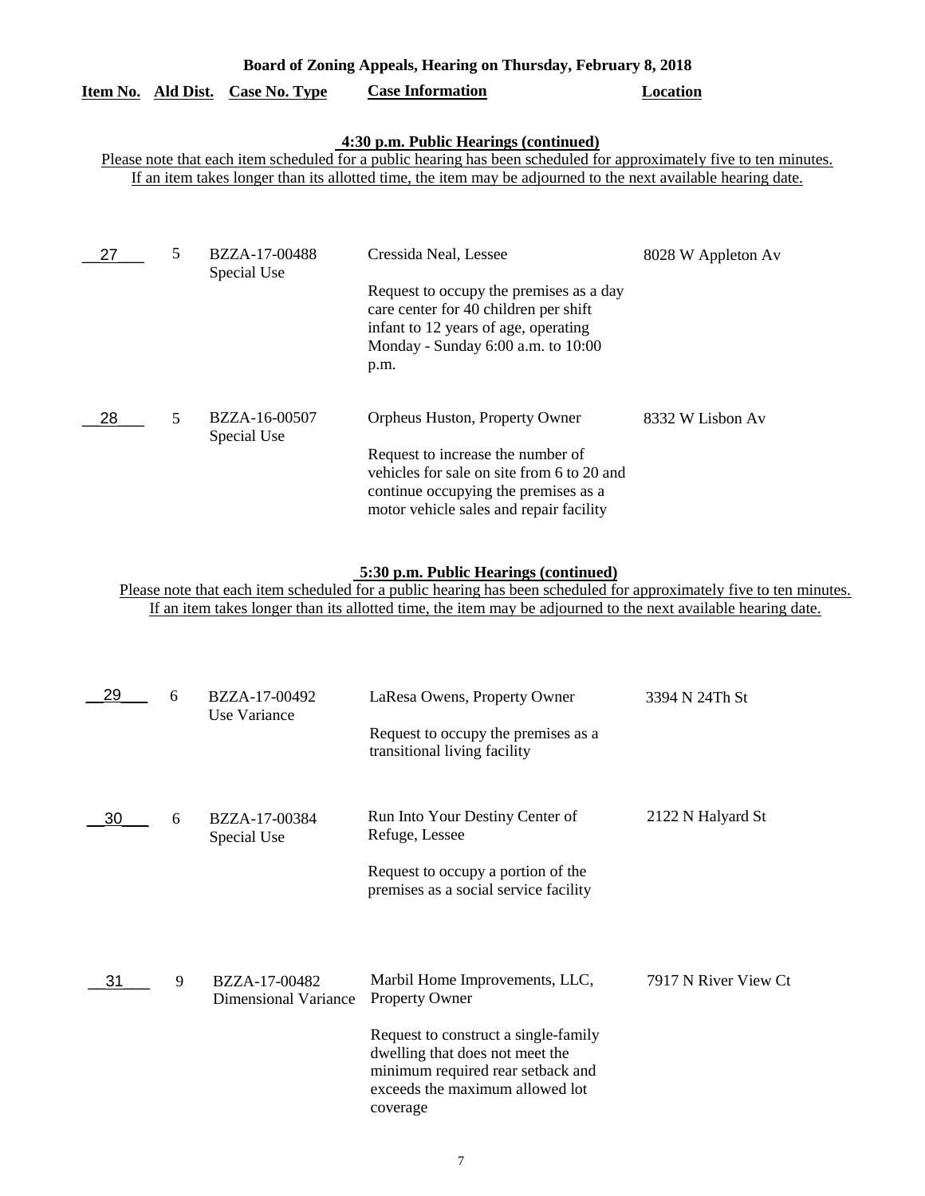**Board of Zoning Appeals, Hearing on Thursday, February 8, 2018**

| Item No. | Ald Dist. | Case No. Type | Case Information | Location |
|---|---|---|---|---|

**4:30 p.m. Public Hearings (continued)**

Please note that each item scheduled for a public hearing has been scheduled for approximately five to ten minutes. If an item takes longer than its allotted time, the item may be adjourned to the next available hearing date.

| Item No. | Ald Dist. | Case No. Type | Case Information | Location |
|---|---|---|---|---|
| 27 | 5 | BZZA-17-00488 Special Use | Cressida Neal, Lessee<br><br>Request to occupy the premises as a day care center for 40 children per shift infant to 12 years of age, operating Monday - Sunday 6:00 a.m. to 10:00 p.m. | 8028 W Appleton Av |
| 28 | 5 | BZZA-16-00507 Special Use | Orpheus Huston, Property Owner<br><br>Request to increase the number of vehicles for sale on site from 6 to 20 and continue occupying the premises as a motor vehicle sales and repair facility | 8332 W Lisbon Av |

**5:30 p.m. Public Hearings (continued)**

Please note that each item scheduled for a public hearing has been scheduled for approximately five to ten minutes. If an item takes longer than its allotted time, the item may be adjourned to the next available hearing date.

| Item No. | Ald Dist. | Case No. Type | Case Information | Location |
|---|---|---|---|---|
| 29 | 6 | BZZA-17-00492 Use Variance | LaResa Owens, Property Owner<br><br>Request to occupy the premises as a transitional living facility | 3394 N 24Th St |
| 30 | 6 | BZZA-17-00384 Special Use | Run Into Your Destiny Center of Refuge, Lessee<br><br>Request to occupy a portion of the premises as a social service facility | 2122 N Halyard St |
| 31 | 9 | BZZA-17-00482 Dimensional Variance | Marbil Home Improvements, LLC, Property Owner<br><br>Request to construct a single-family dwelling that does not meet the minimum required rear setback and exceeds the maximum allowed lot coverage | 7917 N River View Ct |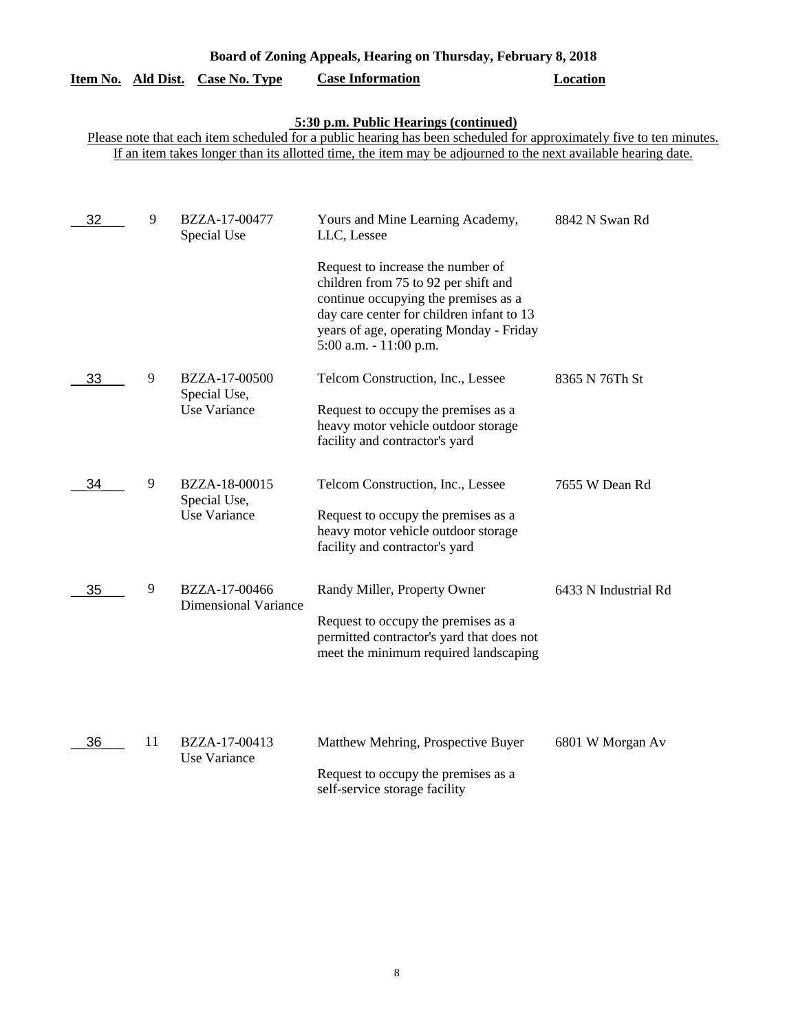# Board of Zoning Appeals, Hearing on Thursday, February 8, 2018

## 5:30 p.m. Public Hearings (continued)

Please note that each item scheduled for a public hearing has been scheduled for approximately five to ten minutes. If an item takes longer than its allotted time, the item may be adjourned to the next available hearing date.

| Item No. | Ald Dist. | Case No. Type | Case Information | Location |
|---|---|---|---|---|
| 32 | 9 | BZZA-17-00477<br>Special Use | Yours and Mine Learning Academy, LLC, Lessee<br><br>Request to increase the number of children from 75 to 92 per shift and continue occupying the premises as a day care center for children infant to 13 years of age, operating Monday - Friday 5:00 a.m. - 11:00 p.m. | 8842 N Swan Rd |
| 33 | 9 | BZZA-17-00500<br>Special Use,<br>Use Variance | Telcom Construction, Inc., Lessee<br><br>Request to occupy the premises as a heavy motor vehicle outdoor storage facility and contractor's yard | 8365 N 76Th St |
| 34 | 9 | BZZA-18-00015<br>Special Use,<br>Use Variance | Telcom Construction, Inc., Lessee<br><br>Request to occupy the premises as a heavy motor vehicle outdoor storage facility and contractor's yard | 7655 W Dean Rd |
| 35 | 9 | BZZA-17-00466<br>Dimensional Variance | Randy Miller, Property Owner<br><br>Request to occupy the premises as a permitted contractor's yard that does not meet the minimum required landscaping | 6433 N Industrial Rd |
| 36 | 11 | BZZA-17-00413<br>Use Variance | Matthew Mehring, Prospective Buyer<br><br>Request to occupy the premises as a self-service storage facility | 6801 W Morgan Av |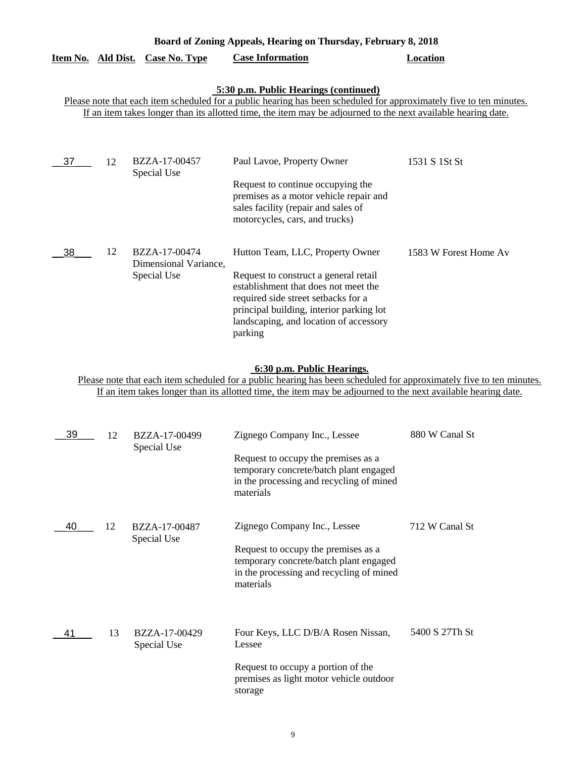**Board of Zoning Appeals, Hearing on Thursday, February 8, 2018**

| Item No. | Ald Dist. | Case No. Type | Case Information | Location |
|---|---|---|---|---|

**5:30 p.m. Public Hearings (continued)**

Please note that each item scheduled for a public hearing has been scheduled for approximately five to ten minutes. If an item takes longer than its allotted time, the item may be adjourned to the next available hearing date.

| Item No. | Ald Dist. | Case No. Type | Case Information | Location |
|---|---|---|---|---|
| 37 | 12 | BZZA-17-00457 Special Use | Paul Lavoe, Property Owner<br><br>Request to continue occupying the premises as a motor vehicle repair and sales facility (repair and sales of motorcycles, cars, and trucks) | 1531 S 1St St |
| 38 | 12 | BZZA-17-00474 Dimensional Variance, Special Use | Hutton Team, LLC, Property Owner<br><br>Request to construct a general retail establishment that does not meet the required side street setbacks for a principal building, interior parking lot landscaping, and location of accessory parking | 1583 W Forest Home Av |

**6:30 p.m. Public Hearings.**

Please note that each item scheduled for a public hearing has been scheduled for approximately five to ten minutes. If an item takes longer than its allotted time, the item may be adjourned to the next available hearing date.

| Item No. | Ald Dist. | Case No. Type | Case Information | Location |
|---|---|---|---|---|
| 39 | 12 | BZZA-17-00499 Special Use | Zignego Company Inc., Lessee<br><br>Request to occupy the premises as a temporary concrete/batch plant engaged in the processing and recycling of mined materials | 880 W Canal St |
| 40 | 12 | BZZA-17-00487 Special Use | Zignego Company Inc., Lessee<br><br>Request to occupy the premises as a temporary concrete/batch plant engaged in the processing and recycling of mined materials | 712 W Canal St |
| 41 | 13 | BZZA-17-00429 Special Use | Four Keys, LLC D/B/A Rosen Nissan, Lessee<br><br>Request to occupy a portion of the premises as light motor vehicle outdoor storage | 5400 S 27Th St |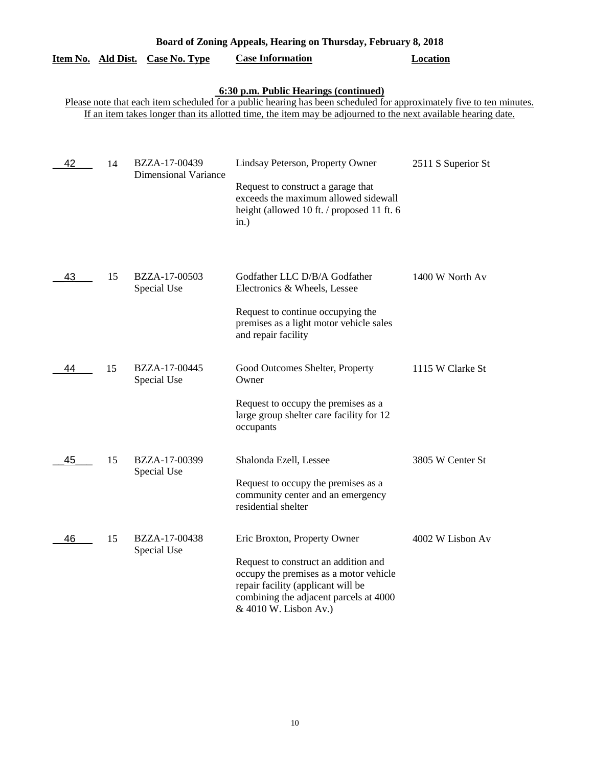# Board of Zoning Appeals, Hearing on Thursday, February 8, 2018

## 6:30 p.m. Public Hearings (continued)

Please note that each item scheduled for a public hearing has been scheduled for approximately five to ten minutes. If an item takes longer than its allotted time, the item may be adjourned to the next available hearing date.

| Item No. | Ald Dist. | Case No. Type | Case Information | Location |
|---|---|---|---|---|
| 42 | 14 | BZZA-17-00439 Dimensional Variance | Lindsay Peterson, Property Owner<br><br>Request to construct a garage that exceeds the maximum allowed sidewall height (allowed 10 ft. / proposed 11 ft. 6 in.) | 2511 S Superior St |
| 43 | 15 | BZZA-17-00503 Special Use | Godfather LLC D/B/A Godfather Electronics & Wheels, Lessee<br><br>Request to continue occupying the premises as a light motor vehicle sales and repair facility | 1400 W North Av |
| 44 | 15 | BZZA-17-00445 Special Use | Good Outcomes Shelter, Property Owner<br><br>Request to occupy the premises as a large group shelter care facility for 12 occupants | 1115 W Clarke St |
| 45 | 15 | BZZA-17-00399 Special Use | Shalonda Ezell, Lessee<br><br>Request to occupy the premises as a community center and an emergency residential shelter | 3805 W Center St |
| 46 | 15 | BZZA-17-00438 Special Use | Eric Broxton, Property Owner<br><br>Request to construct an addition and occupy the premises as a motor vehicle repair facility (applicant will be combining the adjacent parcels at 4000 & 4010 W. Lisbon Av.) | 4002 W Lisbon Av |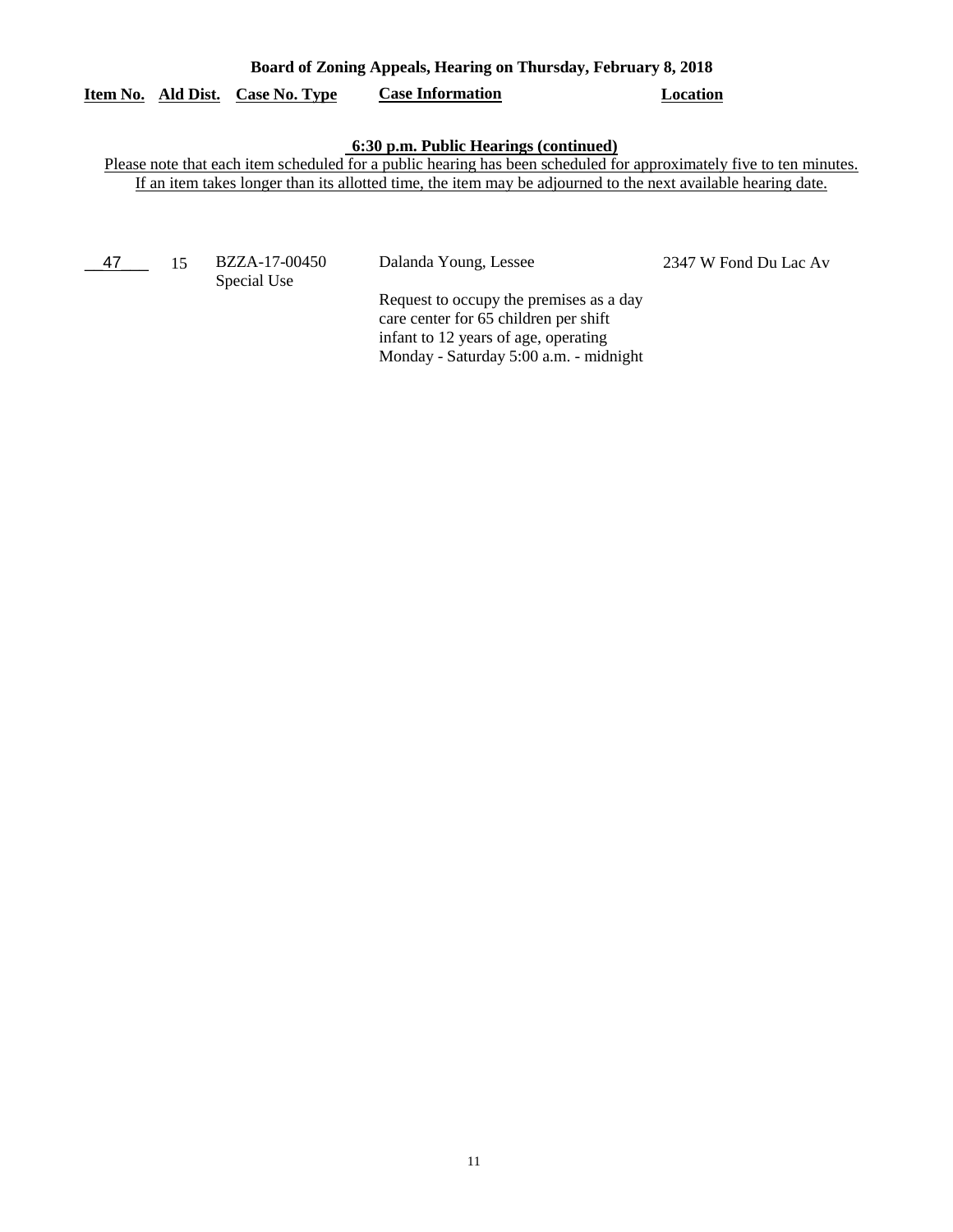**Board of Zoning Appeals, Hearing on Thursday, February 8, 2018**

**6:30 p.m. Public Hearings (continued)**

Please note that each item scheduled for a public hearing has been scheduled for approximately five to ten minutes. If an item takes longer than its allotted time, the item may be adjourned to the next available hearing date.

| Item No. | Ald Dist. | Case No. Type | Case Information | Location |
|---|---|---|---|---|
| 47 | 15 | BZZA-17-00450 Special Use | Dalanda Young, Lessee<br><br>Request to occupy the premises as a day care center for 65 children per shift infant to 12 years of age, operating Monday - Saturday 5:00 a.m. - midnight | 2347 W Fond Du Lac Av |